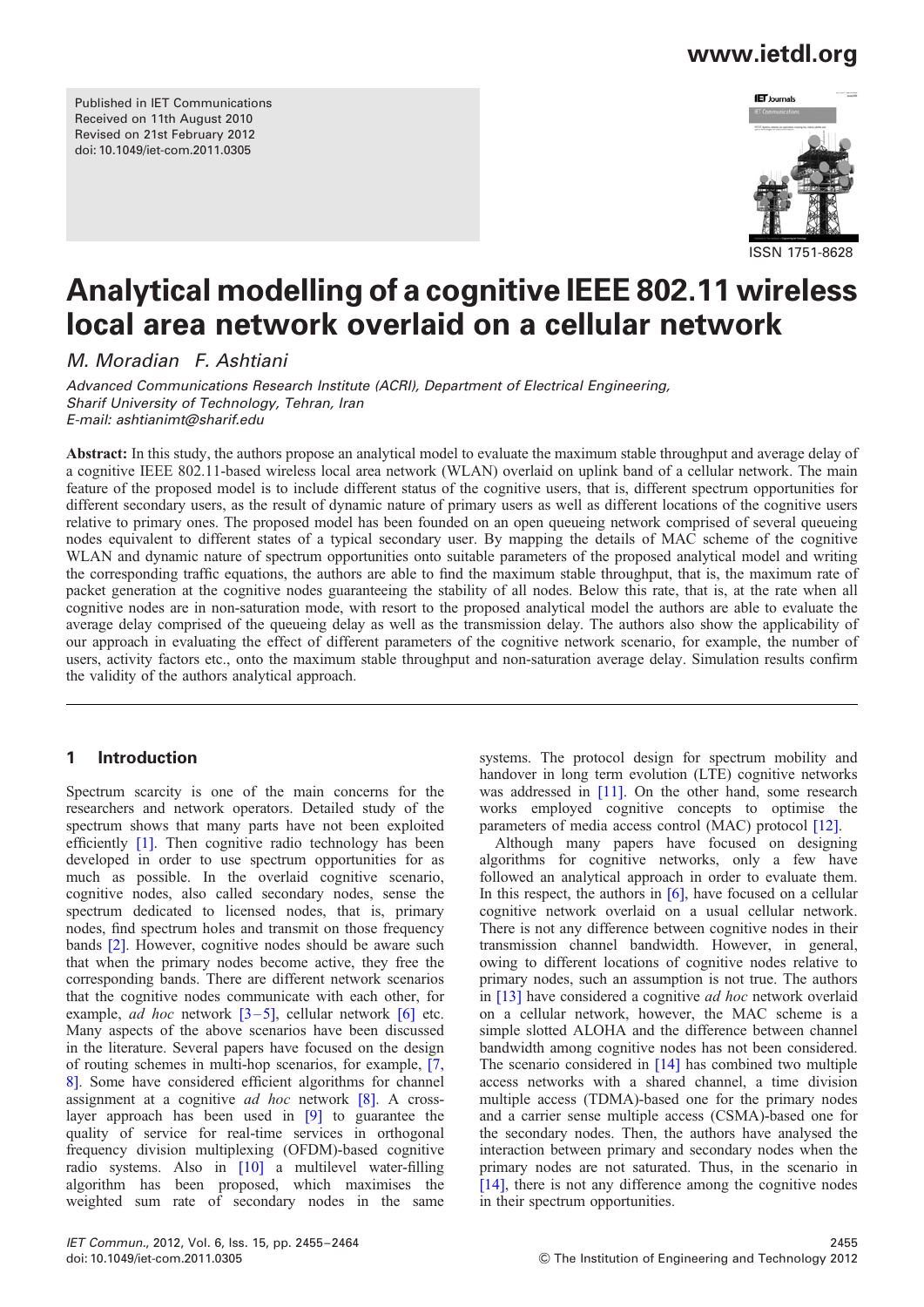Published in IET Communications
Received on 11th August 2010
Revised on 21st February 2012
doi: 10.1049/iet-com.2011.0305

ISSN 1751-8628

# Analytical modelling of a cognitive IEEE 802.11 wireless local area network overlaid on a cellular network

*M. Moradian F. Ashtiani*

*Advanced Communications Research Institute (ACRI), Department of Electrical Engineering, Sharif University of Technology, Tehran, Iran*
*E-mail: ashtianimt@sharif.edu*

**Abstract:** In this study, the authors propose an analytical model to evaluate the maximum stable throughput and average delay of a cognitive IEEE 802.11-based wireless local area network (WLAN) overlaid on uplink band of a cellular network. The main feature of the proposed model is to include different status of the cognitive users, that is, different spectrum opportunities for different secondary users, as the result of dynamic nature of primary users as well as different locations of the cognitive users relative to primary ones. The proposed model has been founded on an open queueing network comprised of several queueing nodes equivalent to different states of a typical secondary user. By mapping the details of MAC scheme of the cognitive WLAN and dynamic nature of spectrum opportunities onto suitable parameters of the proposed analytical model and writing the corresponding traffic equations, the authors are able to find the maximum stable throughput, that is, the maximum rate of packet generation at the cognitive nodes guaranteeing the stability of all nodes. Below this rate, that is, at the rate when all cognitive nodes are in non-saturation mode, with resort to the proposed analytical model the authors are able to evaluate the average delay comprised of the queueing delay as well as the transmission delay. The authors also show the applicability of our approach in evaluating the effect of different parameters of the cognitive network scenario, for example, the number of users, activity factors etc., onto the maximum stable throughput and non-saturation average delay. Simulation results confirm the validity of the authors analytical approach.

## 1 Introduction

Spectrum scarcity is one of the main concerns for the researchers and network operators. Detailed study of the spectrum shows that many parts have not been exploited efficiently [1]. Then cognitive radio technology has been developed in order to use spectrum opportunities for as much as possible. In the overlaid cognitive scenario, cognitive nodes, also called secondary nodes, sense the spectrum dedicated to licensed nodes, that is, primary nodes, find spectrum holes and transmit on those frequency bands [2]. However, cognitive nodes should be aware such that when the primary nodes become active, they free the corresponding bands. There are different network scenarios that the cognitive nodes communicate with each other, for example, *ad hoc* network [3–5], cellular network [6] etc. Many aspects of the above scenarios have been discussed in the literature. Several papers have focused on the design of routing schemes in multi-hop scenarios, for example, [7, 8]. Some have considered efficient algorithms for channel assignment at a cognitive *ad hoc* network [8]. A cross-layer approach has been used in [9] to guarantee the quality of service for real-time services in orthogonal frequency division multiplexing (OFDM)-based cognitive radio systems. Also in [10] a multilevel water-filling algorithm has been proposed, which maximises the weighted sum rate of secondary nodes in the same systems. The protocol design for spectrum mobility and handover in long term evolution (LTE) cognitive networks was addressed in [11]. On the other hand, some research works employed cognitive concepts to optimise the parameters of media access control (MAC) protocol [12].

Although many papers have focused on designing algorithms for cognitive networks, only a few have followed an analytical approach in order to evaluate them. In this respect, the authors in [6], have focused on a cellular cognitive network overlaid on a usual cellular network. There is not any difference between cognitive nodes in their transmission channel bandwidth. However, in general, owing to different locations of cognitive nodes relative to primary nodes, such an assumption is not true. The authors in [13] have considered a cognitive *ad hoc* network overlaid on a cellular network, however, the MAC scheme is a simple slotted ALOHA and the difference between channel bandwidth among cognitive nodes has not been considered. The scenario considered in [14] has combined two multiple access networks with a shared channel, a time division multiple access (TDMA)-based one for the primary nodes and a carrier sense multiple access (CSMA)-based one for the secondary nodes. Then, the authors have analysed the interaction between primary and secondary nodes when the primary nodes are not saturated. Thus, in the scenario in [14], there is not any difference among the cognitive nodes in their spectrum opportunities.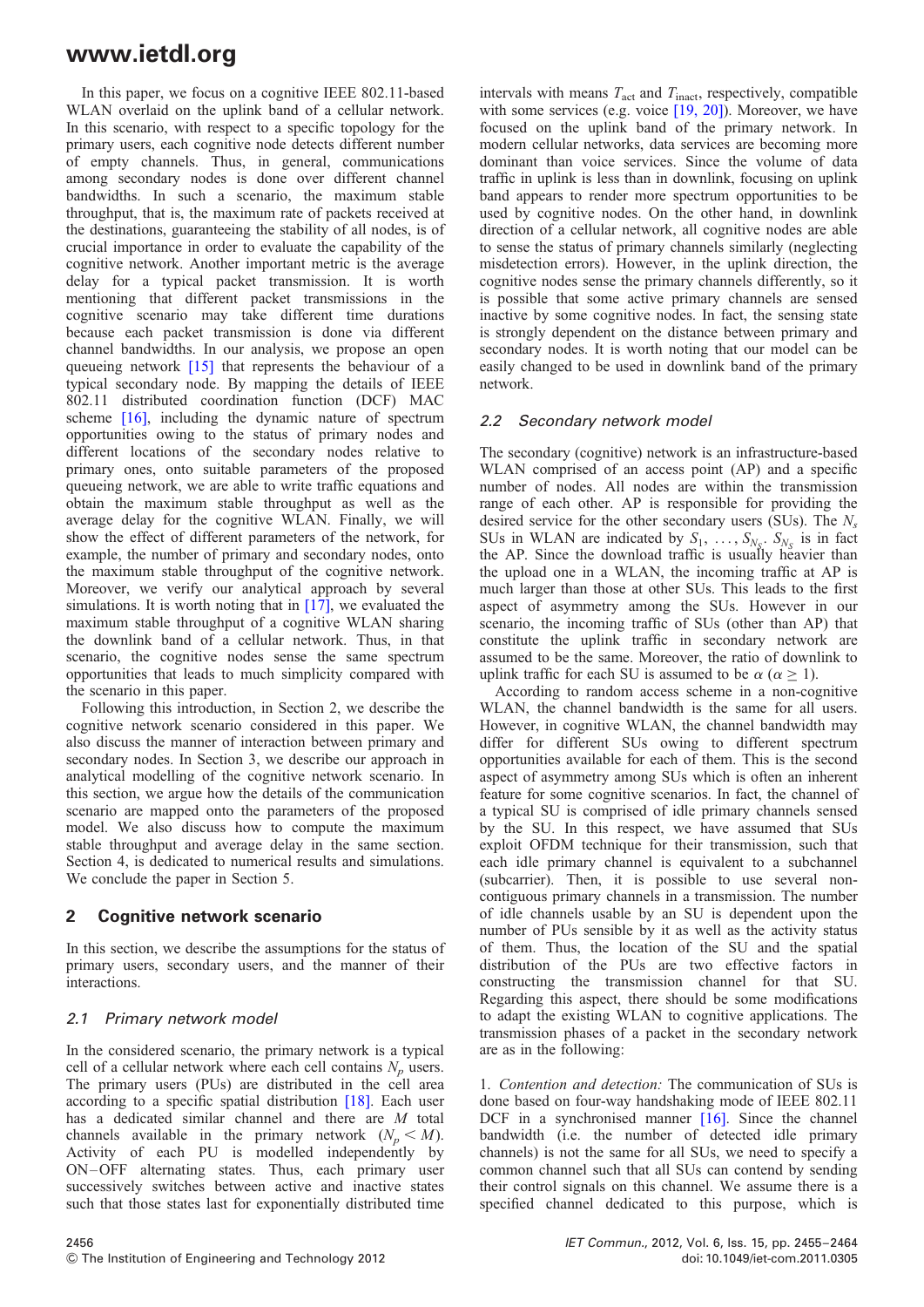In this paper, we focus on a cognitive IEEE 802.11-based WLAN overlaid on the uplink band of a cellular network. In this scenario, with respect to a specific topology for the primary users, each cognitive node detects different number of empty channels. Thus, in general, communications among secondary nodes is done over different channel bandwidths. In such a scenario, the maximum stable throughput, that is, the maximum rate of packets received at the destinations, guaranteeing the stability of all nodes, is of crucial importance in order to evaluate the capability of the cognitive network. Another important metric is the average delay for a typical packet transmission. It is worth mentioning that different packet transmissions in the cognitive scenario may take different time durations because each packet transmission is done via different channel bandwidths. In our analysis, we propose an open queueing network [15] that represents the behaviour of a typical secondary node. By mapping the details of IEEE 802.11 distributed coordination function (DCF) MAC scheme [16], including the dynamic nature of spectrum opportunities owing to the status of primary nodes and different locations of the secondary nodes relative to primary ones, onto suitable parameters of the proposed queueing network, we are able to write traffic equations and obtain the maximum stable throughput as well as the average delay for the cognitive WLAN. Finally, we will show the effect of different parameters of the network, for example, the number of primary and secondary nodes, onto the maximum stable throughput of the cognitive network. Moreover, we verify our analytical approach by several simulations. It is worth noting that in [17], we evaluated the maximum stable throughput of a cognitive WLAN sharing the downlink band of a cellular network. Thus, in that scenario, the cognitive nodes sense the same spectrum opportunities that leads to much simplicity compared with the scenario in this paper.

Following this introduction, in Section 2, we describe the cognitive network scenario considered in this paper. We also discuss the manner of interaction between primary and secondary nodes. In Section 3, we describe our approach in analytical modelling of the cognitive network scenario. In this section, we argue how the details of the communication scenario are mapped onto the parameters of the proposed model. We also discuss how to compute the maximum stable throughput and average delay in the same section. Section 4, is dedicated to numerical results and simulations. We conclude the paper in Section 5.

## 2 Cognitive network scenario

In this section, we describe the assumptions for the status of primary users, secondary users, and the manner of their interactions.

### 2.1 Primary network model

In the considered scenario, the primary network is a typical cell of a cellular network where each cell contains $N_p$ users. The primary users (PUs) are distributed in the cell area according to a specific spatial distribution [18]. Each user has a dedicated similar channel and there are $M$ total channels available in the primary network ($N_p < M$). Activity of each PU is modelled independently by ON–OFF alternating states. Thus, each primary user successively switches between active and inactive states such that those states last for exponentially distributed time intervals with means $T_{\text{act}}$ and $T_{\text{inact}}$, respectively, compatible with some services (e.g. voice [19, 20]). Moreover, we have focused on the uplink band of the primary network. In modern cellular networks, data services are becoming more dominant than voice services. Since the volume of data traffic in uplink is less than in downlink, focusing on uplink band appears to render more spectrum opportunities to be used by cognitive nodes. On the other hand, in downlink direction of a cellular network, all cognitive nodes are able to sense the status of primary channels similarly (neglecting misdetection errors). However, in the uplink direction, the cognitive nodes sense the primary channels differently, so it is possible that some active primary channels are sensed inactive by some cognitive nodes. In fact, the sensing state is strongly dependent on the distance between primary and secondary nodes. It is worth noting that our model can be easily changed to be used in downlink band of the primary network.

### 2.2 Secondary network model

The secondary (cognitive) network is an infrastructure-based WLAN comprised of an access point (AP) and a specific number of nodes. All nodes are within the transmission range of each other. AP is responsible for providing the desired service for the other secondary users (SUs). The $N_s$ SUs in WLAN are indicated by $S_1, \ldots, S_{N_S}$. $S_{N_S}$ is in fact the AP. Since the download traffic is usually heavier than the upload one in a WLAN, the incoming traffic at AP is much larger than those at other SUs. This leads to the first aspect of asymmetry among the SUs. However in our scenario, the incoming traffic of SUs (other than AP) that constitute the uplink traffic in secondary network are assumed to be the same. Moreover, the ratio of downlink to uplink traffic for each SU is assumed to be $\alpha$ ($\alpha \geq 1$).

According to random access scheme in a non-cognitive WLAN, the channel bandwidth is the same for all users. However, in cognitive WLAN, the channel bandwidth may differ for different SUs owing to different spectrum opportunities available for each of them. This is the second aspect of asymmetry among SUs which is often an inherent feature for some cognitive scenarios. In fact, the channel of a typical SU is comprised of idle primary channels sensed by the SU. In this respect, we have assumed that SUs exploit OFDM technique for their transmission, such that each idle primary channel is equivalent to a subchannel (subcarrier). Then, it is possible to use several non-contiguous primary channels in a transmission. The number of idle channels usable by an SU is dependent upon the number of PUs sensible by it as well as the activity status of them. Thus, the location of the SU and the spatial distribution of the PUs are two effective factors in constructing the transmission channel for that SU. Regarding this aspect, there should be some modifications to adapt the existing WLAN to cognitive applications. The transmission phases of a packet in the secondary network are as in the following:

1. *Contention and detection:* The communication of SUs is done based on four-way handshaking mode of IEEE 802.11 DCF in a synchronised manner [16]. Since the channel bandwidth (i.e. the number of detected idle primary channels) is not the same for all SUs, we need to specify a common channel such that all SUs can contend by sending their control signals on this channel. We assume there is a specified channel dedicated to this purpose, which is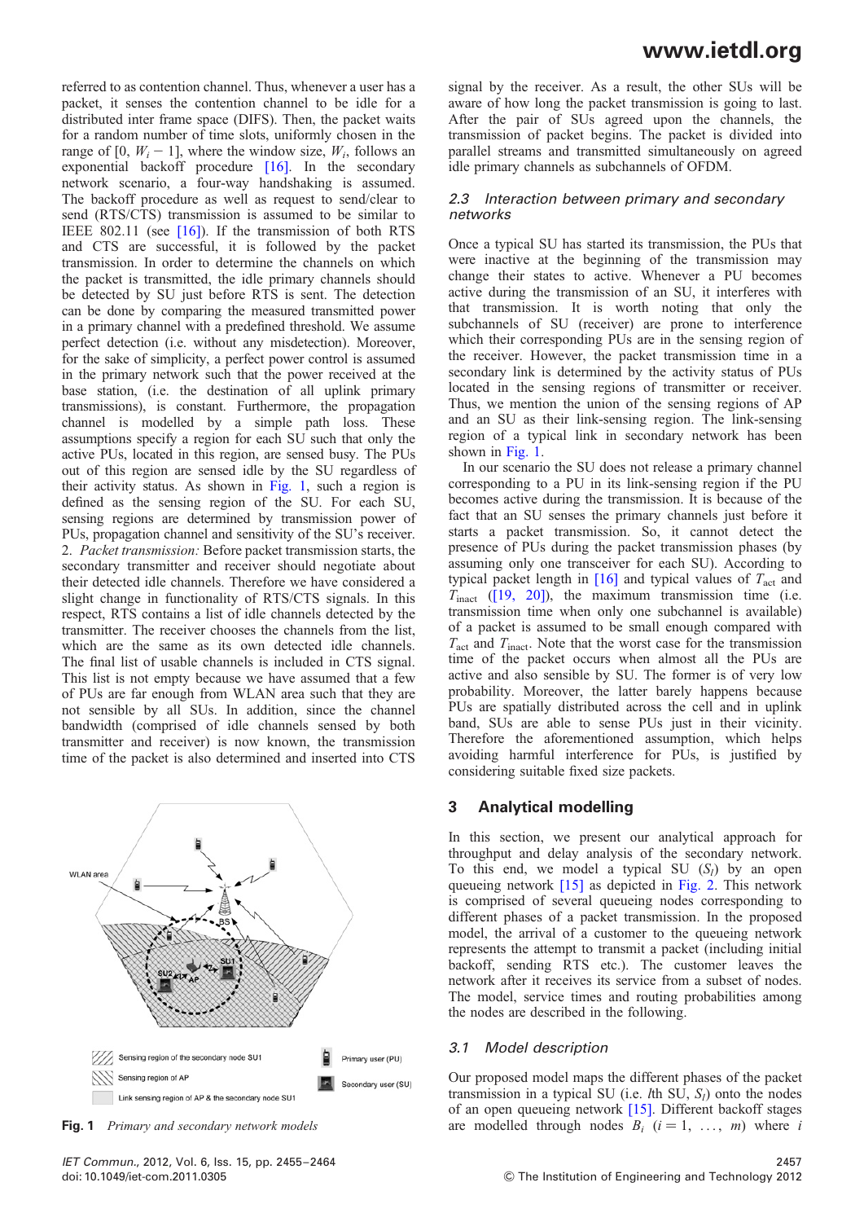referred to as contention channel. Thus, whenever a user has a packet, it senses the contention channel to be idle for a distributed inter frame space (DIFS). Then, the packet waits for a random number of time slots, uniformly chosen in the range of $[0, W_i - 1]$, where the window size, $W_i$, follows an exponential backoff procedure [16]. In the secondary network scenario, a four-way handshaking is assumed. The backoff procedure as well as request to send/clear to send (RTS/CTS) transmission is assumed to be similar to IEEE 802.11 (see [16]). If the transmission of both RTS and CTS are successful, it is followed by the packet transmission. In order to determine the channels on which the packet is transmitted, the idle primary channels should be detected by SU just before RTS is sent. The detection can be done by comparing the measured transmitted power in a primary channel with a predefined threshold. We assume perfect detection (i.e. without any misdetection). Moreover, for the sake of simplicity, a perfect power control is assumed in the primary network such that the power received at the base station, (i.e. the destination of all uplink primary transmissions), is constant. Furthermore, the propagation channel is modelled by a simple path loss. These assumptions specify a region for each SU such that only the active PUs, located in this region, are sensed busy. The PUs out of this region are sensed idle by the SU regardless of their activity status. As shown in Fig. 1, such a region is defined as the sensing region of the SU. For each SU, sensing regions are determined by transmission power of PUs, propagation channel and sensitivity of the SU's receiver.

2. *Packet transmission:* Before packet transmission starts, the secondary transmitter and receiver should negotiate about their detected idle channels. Therefore we have considered a slight change in functionality of RTS/CTS signals. In this respect, RTS contains a list of idle channels detected by the transmitter. The receiver chooses the channels from the list, which are the same as its own detected idle channels. The final list of usable channels is included in CTS signal. This list is not empty because we have assumed that a few of PUs are far enough from WLAN area such that they are not sensible by all SUs. In addition, since the channel bandwidth (comprised of idle channels sensed by both transmitter and receiver) is now known, the transmission time of the packet is also determined and inserted into CTS signal by the receiver. As a result, the other SUs will be aware of how long the packet transmission is going to last. After the pair of SUs agreed upon the channels, the transmission of packet begins. The packet is divided into parallel streams and transmitted simultaneously on agreed idle primary channels as subchannels of OFDM.

**Fig. 1** *Primary and secondary network models*

### 2.3 Interaction between primary and secondary networks

Once a typical SU has started its transmission, the PUs that were inactive at the beginning of the transmission may change their states to active. Whenever a PU becomes active during the transmission of an SU, it interferes with that transmission. It is worth noting that only the subchannels of SU (receiver) are prone to interference which their corresponding PUs are in the sensing region of the receiver. However, the packet transmission time in a secondary link is determined by the activity status of PUs located in the sensing regions of transmitter or receiver. Thus, we mention the union of the sensing regions of AP and an SU as their link-sensing region. The link-sensing region of a typical link in secondary network has been shown in Fig. 1.

In our scenario the SU does not release a primary channel corresponding to a PU in its link-sensing region if the PU becomes active during the transmission. It is because of the fact that an SU senses the primary channels just before it starts a packet transmission. So, it cannot detect the presence of PUs during the packet transmission phases (by assuming only one transceiver for each SU). According to typical packet length in [16] and typical values of $T_{\text{act}}$ and $T_{\text{inact}}$ ([19, 20]), the maximum transmission time (i.e. transmission time when only one subchannel is available) of a packet is assumed to be small enough compared with $T_{\text{act}}$ and $T_{\text{inact}}$. Note that the worst case for the transmission time of the packet occurs when almost all the PUs are active and also sensible by SU. The former is of very low probability. Moreover, the latter barely happens because PUs are spatially distributed across the cell and in uplink band, SUs are able to sense PUs just in their vicinity. Therefore the aforementioned assumption, which helps avoiding harmful interference for PUs, is justified by considering suitable fixed size packets.

## 3 Analytical modelling

In this section, we present our analytical approach for throughput and delay analysis of the secondary network. To this end, we model a typical SU ($S_l$) by an open queueing network [15] as depicted in Fig. 2. This network is comprised of several queueing nodes corresponding to different phases of a packet transmission. In the proposed model, the arrival of a customer to the queueing network represents the attempt to transmit a packet (including initial backoff, sending RTS etc.). The customer leaves the network after it receives its service from a subset of nodes. The model, service times and routing probabilities among the nodes are described in the following.

### 3.1 Model description

Our proposed model maps the different phases of the packet transmission in a typical SU (i.e. $l$th SU, $S_l$) onto the nodes of an open queueing network [15]. Different backoff stages are modelled through nodes $B_i$ $(i = 1, \ldots, m)$ where $i$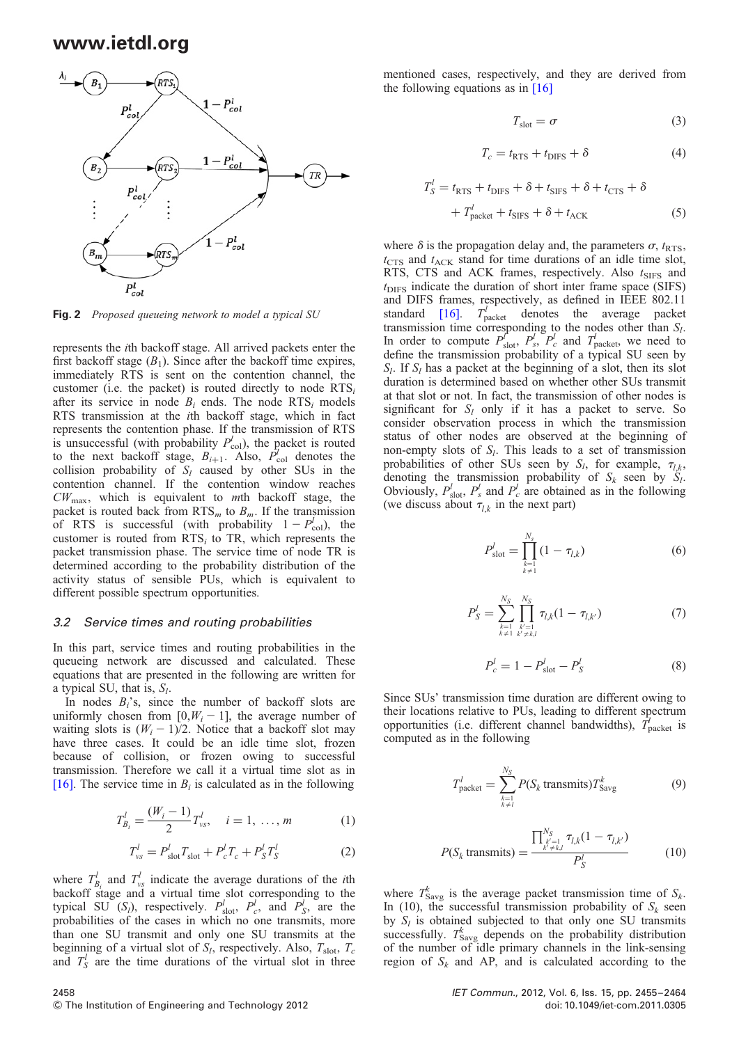Fig. 2 *Proposed queueing network to model a typical SU*

represents the *i*th backoff stage. All arrived packets enter the first backoff stage ($B_1$). Since after the backoff time expires, immediately RTS is sent on the contention channel, the customer (i.e. the packet) is routed directly to node $RTS_i$ after its service in node $B_i$ ends. The node $RTS_i$ models RTS transmission at the *i*th backoff stage, which in fact represents the contention phase. If the transmission of RTS is unsuccessful (with probability $P^l_{\text{col}}$), the packet is routed to the next backoff stage, $B_{i+1}$. Also, $P^l_{\text{col}}$ denotes the collision probability of $S_l$ caused by other SUs in the contention channel. If the contention window reaches $CW_{\max}$, which is equivalent to *m*th backoff stage, the packet is routed back from $RTS_m$ to $B_m$. If the transmission of RTS is successful (with probability $1 - P^l_{\text{col}}$), the customer is routed from $RTS_i$ to TR, which represents the packet transmission phase. The service time of node TR is determined according to the probability distribution of the activity status of sensible PUs, which is equivalent to different possible spectrum opportunities.

### 3.2 Service times and routing probabilities

In this part, service times and routing probabilities in the queueing network are discussed and calculated. These equations that are presented in the following are written for a typical SU, that is, $S_l$.

In nodes $B_i$'s, since the number of backoff slots are uniformly chosen from $[0, W_i - 1]$, the average number of waiting slots is $(W_i - 1)/2$. Notice that a backoff slot may have three cases. It could be an idle time slot, frozen because of collision, or frozen owing to successful transmission. Therefore we call it a virtual time slot as in [16]. The service time in $B_i$ is calculated as in the following

$$T^l_{B_i} = \frac{(W_i - 1)}{2} T^l_{vs}, \quad i = 1, \ldots, m \tag{1}$$

$$T^l_{vs} = P^l_{\text{slot}} T_{\text{slot}} + P^l_c T_c + P^l_S T^l_S \tag{2}$$

where $T^l_{B_i}$ and $T^l_{vs}$ indicate the average durations of the *i*th backoff stage and a virtual time slot corresponding to the typical SU ($S_l$), respectively. $P^l_{\text{slot}}$, $P^l_c$, and $P^l_S$, are the probabilities of the cases in which no one transmits, more than one SU transmit and only one SU transmits at the beginning of a virtual slot of $S_l$, respectively. Also, $T_{\text{slot}}$, $T_c$ and $T^l_S$ are the time durations of the virtual slot in three mentioned cases, respectively, and they are derived from the following equations as in [16]

$$T_{\text{slot}} = \sigma \tag{3}$$

$$T_c = t_{\text{RTS}} + t_{\text{DIFS}} + \delta \tag{4}$$

$$T^l_S = t_{\text{RTS}} + t_{\text{DIFS}} + \delta + t_{\text{SIFS}} + \delta + t_{\text{CTS}} + \delta + T^l_{\text{packet}} + t_{\text{SIFS}} + \delta + t_{\text{ACK}} \tag{5}$$

where $\delta$ is the propagation delay and, the parameters $\sigma$, $t_{\text{RTS}}$, $t_{\text{CTS}}$ and $t_{\text{ACK}}$ stand for time durations of an idle time slot, RTS, CTS and ACK frames, respectively. Also $t_{\text{SIFS}}$ and $t_{\text{DIFS}}$ indicate the duration of short inter frame space (SIFS) and DIFS frames, respectively, as defined in IEEE 802.11 standard [16]. $T^l_{\text{packet}}$ denotes the average packet transmission time corresponding to the nodes other than $S_l$. In order to compute $P^l_{\text{slot}}$, $P^l_s$, $P^l_c$ and $T^l_{\text{packet}}$, we need to define the transmission probability of a typical SU seen by $S_l$. If $S_l$ has a packet at the beginning of a slot, then its slot duration is determined based on whether other SUs transmit at that slot or not. In fact, the transmission of other nodes is significant for $S_l$ only if it has a packet to serve. So consider observation process in which the transmission status of other nodes are observed at the beginning of non-empty slots of $S_l$. This leads to a set of transmission probabilities of other SUs seen by $S_l$, for example, $\tau_{l,k}$, denoting the transmission probability of $S_k$ seen by $S_l$. Obviously, $P^l_{\text{slot}}$, $P^l_s$ and $P^l_c$ are obtained as in the following (we discuss about $\tau_{l,k}$ in the next part)

$$P^l_{\text{slot}} = \prod_{\substack{k=1 \\ k \neq 1}}^{N_s} (1 - \tau_{l,k}) \tag{6}$$

$$P^l_S = \sum_{\substack{k=1 \\ k \neq 1}}^{N_S} \prod_{\substack{k'=1 \\ k' \neq k,l}}^{N_S} \tau_{l,k}(1 - \tau_{l,k'}) \tag{7}$$

$$P^l_c = 1 - P^l_{\text{slot}} - P^l_S \tag{8}$$

Since SUs' transmission time duration are different owing to their locations relative to PUs, leading to different spectrum opportunities (i.e. different channel bandwidths), $T^l_{\text{packet}}$ is computed as in the following

$$T^l_{\text{packet}} = \sum_{\substack{k=1 \\ k \neq l}}^{N_S} P(S_k \text{ transmits}) T^k_{\text{Savg}} \tag{9}$$

$$P(S_k \text{ transmits}) = \frac{\prod_{\substack{k'=1 \\ k' \neq k,l}}^{N_S} \tau_{l,k}(1 - \tau_{l,k'})}{P^l_S} \tag{10}$$

where $T^k_{\text{Savg}}$ is the average packet transmission time of $S_k$. In (10), the successful transmission probability of $S_k$ seen by $S_l$ is obtained subjected to that only one SU transmits successfully. $T^k_{\text{Savg}}$ depends on the probability distribution of the number of idle primary channels in the link-sensing region of $S_k$ and AP, and is calculated according to the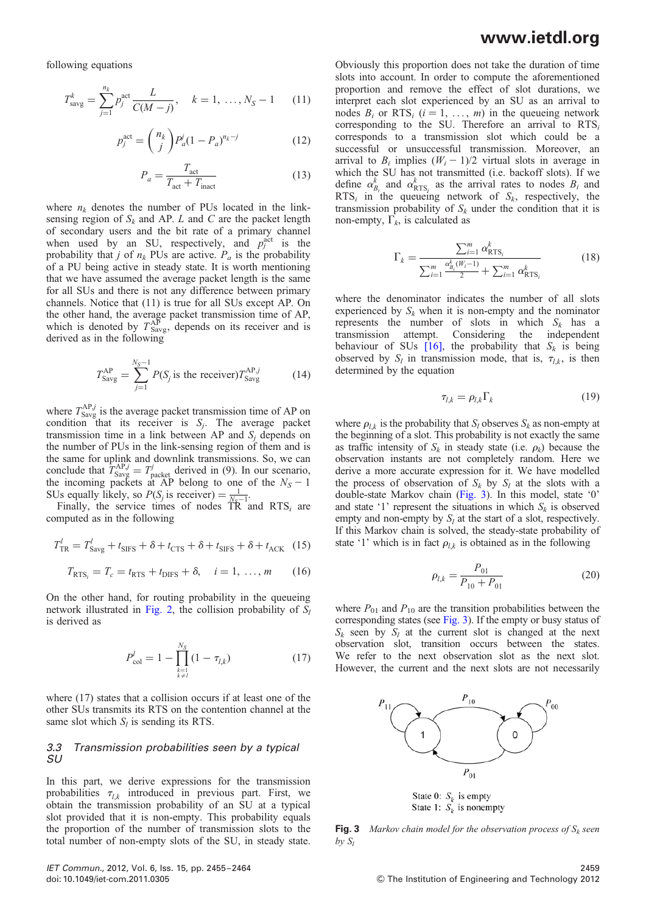following equations

$$T_{\text{savg}}^{k} = \sum_{j=1}^{n_k} p_j^{\text{act}} \frac{L}{C(M-j)}, \quad k = 1, \ldots, N_S - 1 \tag{11}$$

$$p_j^{\text{act}} = \binom{n_k}{j} P_a^j (1 - P_a)^{n_k - j} \tag{12}$$

$$P_a = \frac{T_{\text{act}}}{T_{\text{act}} + T_{\text{inact}}} \tag{13}$$

where $n_k$ denotes the number of PUs located in the link-sensing region of $S_k$ and AP. $L$ and $C$ are the packet length of secondary users and the bit rate of a primary channel when used by an SU, respectively, and $p_j^{\text{act}}$ is the probability that $j$ of $n_k$ PUs are active. $P_a$ is the probability of a PU being active in steady state. It is worth mentioning that we have assumed the average packet length is the same for all SUs and there is not any difference between primary channels. Notice that (11) is true for all SUs except AP. On the other hand, the average packet transmission time of AP, which is denoted by $T_{\text{Savg}}^{\text{AP}}$, depends on its receiver and is derived as in the following

$$T_{\text{Savg}}^{\text{AP}} = \sum_{j=1}^{N_S - 1} P(S_j \text{ is the receiver}) T_{\text{Savg}}^{\text{AP},j} \tag{14}$$

where $T_{\text{Savg}}^{\text{AP},j}$ is the average packet transmission time of AP on condition that its receiver is $S_j$. The average packet transmission time in a link between AP and $S_j$ depends on the number of PUs in the link-sensing region of them and is the same for uplink and downlink transmissions. So, we can conclude that $T_{\text{Savg}}^{\text{AP},j} = T_{\text{packet}}^{j}$ derived in (9). In our scenario, the incoming packets at AP belong to one of the $N_S - 1$ SUs equally likely, so $P(S_j \text{ is receiver}) = \frac{1}{N_S - 1}$.

Finally, the service times of nodes TR and $\text{RTS}_i$ are computed as in the following

$$T_{\text{TR}}^{l} = T_{\text{Savg}}^{l} + t_{\text{SIFS}} + \delta + t_{\text{CTS}} + \delta + t_{\text{SIFS}} + \delta + t_{\text{ACK}} \tag{15}$$

$$T_{\text{RTS}_i} = T_c = t_{\text{RTS}} + t_{\text{DIFS}} + \delta, \quad i = 1, \ldots, m \tag{16}$$

On the other hand, for routing probability in the queueing network illustrated in Fig. 2, the collision probability of $S_l$ is derived as

$$P_{\text{col}}^{l} = 1 - \prod_{\substack{k=1 \\ k \neq l}}^{N_S} (1 - \tau_{l,k}) \tag{17}$$

where (17) states that a collision occurs if at least one of the other SUs transmits its RTS on the contention channel at the same slot which $S_l$ is sending its RTS.

### 3.3 Transmission probabilities seen by a typical SU

In this part, we derive expressions for the transmission probabilities $\tau_{l,k}$ introduced in previous part. First, we obtain the transmission probability of an SU at a typical slot provided that it is non-empty. This probability equals the proportion of the number of transmission slots to the total number of non-empty slots of the SU, in steady state. Obviously this proportion does not take the duration of time slots into account. In order to compute the aforementioned proportion and remove the effect of slot durations, we interpret each slot experienced by an SU as an arrival to nodes $B_i$ or $\text{RTS}_i$ ($i = 1, \ldots, m$) in the queueing network corresponding to the SU. Therefore an arrival to $\text{RTS}_i$ corresponds to a transmission slot which could be a successful or unsuccessful transmission. Moreover, an arrival to $B_i$ implies $(W_i - 1)/2$ virtual slots in average in which the SU has not transmitted (i.e. backoff slots). If we define $\alpha_{B_i}^{k}$ and $\alpha_{\text{RTS}_i}^{k}$ as the arrival rates to nodes $B_i$ and $\text{RTS}_i$ in the queueing network of $S_k$, respectively, the transmission probability of $S_k$ under the condition that it is non-empty, $\Gamma_k$, is calculated as

$$\Gamma_k = \frac{\sum_{i=1}^{m} \alpha_{\text{RTS}_i}^{k}}{\sum_{i=1}^{m} \frac{\alpha_{B_i}^{k}(W_i - 1)}{2} + \sum_{i=1}^{m} \alpha_{\text{RTS}_i}^{k}} \tag{18}$$

where the denominator indicates the number of all slots experienced by $S_k$ when it is non-empty and the nominator represents the number of slots in which $S_k$ has a transmission attempt. Considering the independent behaviour of SUs [16], the probability that $S_k$ is being observed by $S_l$ in transmission mode, that is, $\tau_{l,k}$, is then determined by the equation

$$\tau_{l,k} = \rho_{l,k} \Gamma_k \tag{19}$$

where $\rho_{l,k}$ is the probability that $S_l$ observes $S_k$ as non-empty at the beginning of a slot. This probability is not exactly the same as traffic intensity of $S_k$ in steady state (i.e. $\rho_k$) because the observation instants are not completely random. Here we derive a more accurate expression for it. We have modelled the process of observation of $S_k$ by $S_l$ at the slots with a double-state Markov chain (Fig. 3). In this model, state '0' and state '1' represent the situations in which $S_k$ is observed empty and non-empty by $S_l$ at the start of a slot, respectively. If this Markov chain is solved, the steady-state probability of state '1' which is in fact $\rho_{l,k}$ is obtained as in the following

$$\rho_{l,k} = \frac{P_{01}}{P_{10} + P_{01}} \tag{20}$$

where $P_{01}$ and $P_{10}$ are the transition probabilities between the corresponding states (see Fig. 3). If the empty or busy status of $S_k$ seen by $S_l$ at the current slot is changed at the next observation slot, transition occurs between the states. We refer to the next observation slot as the next slot. However, the current and the next slots are not necessarily

State 0: $S_k$ is empty
State 1: $S_k$ is nonempty

**Fig. 3** *Markov chain model for the observation process of $S_k$ seen by $S_l$*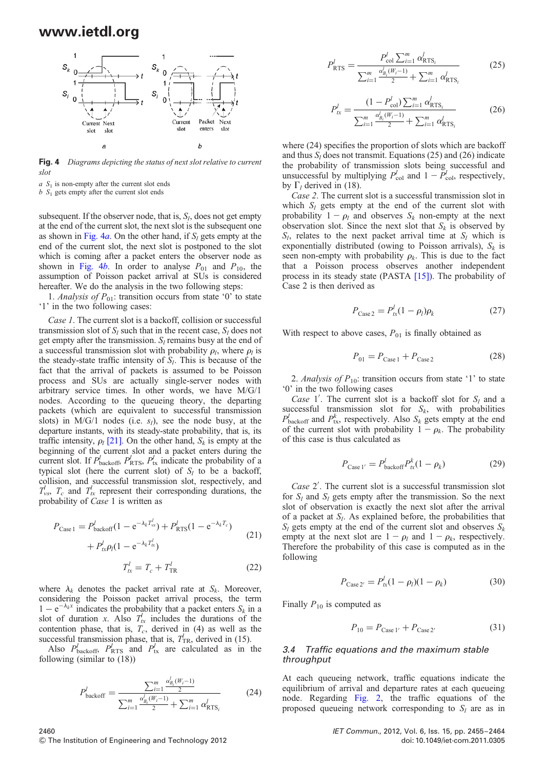Fig. 4 *Diagrams depicting the status of next slot relative to current slot*

*a* $S_1$ is non-empty after the current slot ends
*b* $S_1$ gets empty after the current slot ends

subsequent. If the observer node, that is, $S_l$, does not get empty at the end of the current slot, the next slot is the subsequent one as shown in Fig. 4*a*. On the other hand, if $S_l$ gets empty at the end of the current slot, the next slot is postponed to the slot which is coming after a packet enters the observer node as shown in Fig. 4*b*. In order to analyse $P_{01}$ and $P_{10}$, the assumption of Poisson packet arrival at SUs is considered hereafter. We do the analysis in the two following steps:

1. *Analysis of* $P_{01}$: transition occurs from state '0' to state '1' in the two following cases:

*Case 1*. The current slot is a backoff, collision or successful transmission slot of $S_l$ such that in the recent case, $S_l$ does not get empty after the transmission. $S_l$ remains busy at the end of a successful transmission slot with probability $\rho_l$, where $\rho_l$ is the steady-state traffic intensity of $S_l$. This is because of the fact that the arrival of packets is assumed to be Poisson process and SUs are actually single-server nodes with arbitrary service times. In other words, we have M/G/1 nodes. According to the queueing theory, the departing packets (which are equivalent to successful transmission slots) in M/G/1 nodes (i.e. $s_l$), see the node busy, at the departure instants, with its steady-state probability, that is, its traffic intensity, $\rho_l$ [21]. On the other hand, $S_k$ is empty at the beginning of the current slot and a packet enters the current slot. If $P^l_{\text{backoff}}$, $P^l_{\text{RTS}}$, $P^l_{\text{tx}}$ indicate the probability of a typical slot (here the current slot) of $S_l$ to be a backoff, collision, and successful transmission slot, respectively, and $T^l_{vs}$, $T_c$ and $T^l_{tx}$ represent their corresponding durations, the probability of *Case* 1 is written as

$$P_{\text{Case 1}} = P^l_{\text{backoff}}(1 - e^{-\lambda_k T^l_{vs}}) + P^l_{\text{RTS}}(1 - e^{-\lambda_k T_c}) + P^l_{tx}\rho_l(1 - e^{-\lambda_k T^l_{tx}}) \tag{21}$$

$$T^l_{tx} = T_c + T^l_{\text{TR}} \tag{22}$$

where $\lambda_k$ denotes the packet arrival rate at $S_k$. Moreover, considering the Poisson packet arrival process, the term $1 - e^{-\lambda_k x}$ indicates the probability that a packet enters $S_k$ in a slot of duration $x$. Also $T^l_{tx}$ includes the durations of the contention phase, that is, $T_c$, derived in (4) as well as the successful transmission phase, that is, $T^l_{\text{TR}}$, derived in (15).

Also $P^l_{\text{backoff}}$, $P^l_{\text{RTS}}$ and $P^l_{tx}$ are calculated as in the following (similar to (18))

$$P^l_{\text{backoff}} = \frac{\sum_{i=1}^{m} \frac{\alpha^l_{B_i}(W_i - 1)}{2}}{\sum_{i=1}^{m} \frac{\alpha^l_{B_i}(W_i - 1)}{2} + \sum_{i=1}^{m} \alpha^l_{\text{RTS}_i}} \tag{24}$$

$$P^l_{\text{RTS}} = \frac{P^l_{\text{col}} \sum_{i=1}^{m} \alpha^l_{\text{RTS}_i}}{\sum_{i=1}^{m} \frac{\alpha^l_{B_i}(W_i - 1)}{2} + \sum_{i=1}^{m} \alpha^l_{\text{RTS}_i}} \tag{25}$$

$$P^l_{tx} = \frac{(1 - P^l_{\text{col}}) \sum_{i=1}^{m} \alpha^l_{\text{RTS}_i}}{\sum_{i=1}^{m} \frac{\alpha^l_{B_i}(W_i - 1)}{2} + \sum_{i=1}^{m} \alpha^l_{\text{RTS}_i}} \tag{26}$$

where (24) specifies the proportion of slots which are backoff and thus $S_l$ does not transmit. Equations (25) and (26) indicate the probability of transmission slots being successful and unsuccessful by multiplying $P^l_{\text{col}}$ and $1 - P^l_{\text{col}}$, respectively, by $\Gamma_l$ derived in (18).

*Case 2*. The current slot is a successful transmission slot in which $S_l$ gets empty at the end of the current slot with probability $1 - \rho_l$ and observes $S_k$ non-empty at the next observation slot. Since the next slot that $S_k$ is observed by $S_l$, relates to the next packet arrival time at $S_l$ which is exponentially distributed (owing to Poisson arrivals), $S_k$ is seen non-empty with probability $\rho_k$. This is due to the fact that a Poisson process observes another independent process in its steady state (PASTA [15]). The probability of Case 2 is then derived as

$$P_{\text{Case 2}} = P^l_{tx}(1 - \rho_l)\rho_k \tag{27}$$

With respect to above cases, $P_{01}$ is finally obtained as

$$P_{01} = P_{\text{Case 1}} + P_{\text{Case 2}} \tag{28}$$

2. *Analysis of* $P_{10}$: transition occurs from state '1' to state '0' in the two following cases

*Case* 1′. The current slot is a backoff slot for $S_l$ and a successful transmission slot for $S_k$, with probabilities $P^l_{\text{backoff}}$ and $P^k_{tx}$, respectively. Also $S_k$ gets empty at the end of the current slot with probability $1 - \rho_k$. The probability of this case is thus calculated as

$$P_{\text{Case 1}'} = P^l_{\text{backoff}} P^k_{tx}(1 - \rho_k) \tag{29}$$

*Case* 2′. The current slot is a successful transmission slot for $S_l$ and $S_l$ gets empty after the transmission. So the next slot of observation is exactly the next slot after the arrival of a packet at $S_l$. As explained before, the probabilities that $S_l$ gets empty at the end of the current slot and observes $S_k$ empty at the next slot are $1 - \rho_l$ and $1 - \rho_k$, respectively. Therefore the probability of this case is computed as in the following

$$P_{\text{Case 2}'} = P^l_{tx}(1 - \rho_l)(1 - \rho_k) \tag{30}$$

Finally $P_{10}$ is computed as

$$P_{10} = P_{\text{Case 1}'} + P_{\text{Case 2}'} \tag{31}$$

### 3.4 Traffic equations and the maximum stable throughput

At each queueing network, traffic equations indicate the equilibrium of arrival and departure rates at each queueing node. Regarding Fig. 2, the traffic equations of the proposed queueing network corresponding to $S_l$ are as in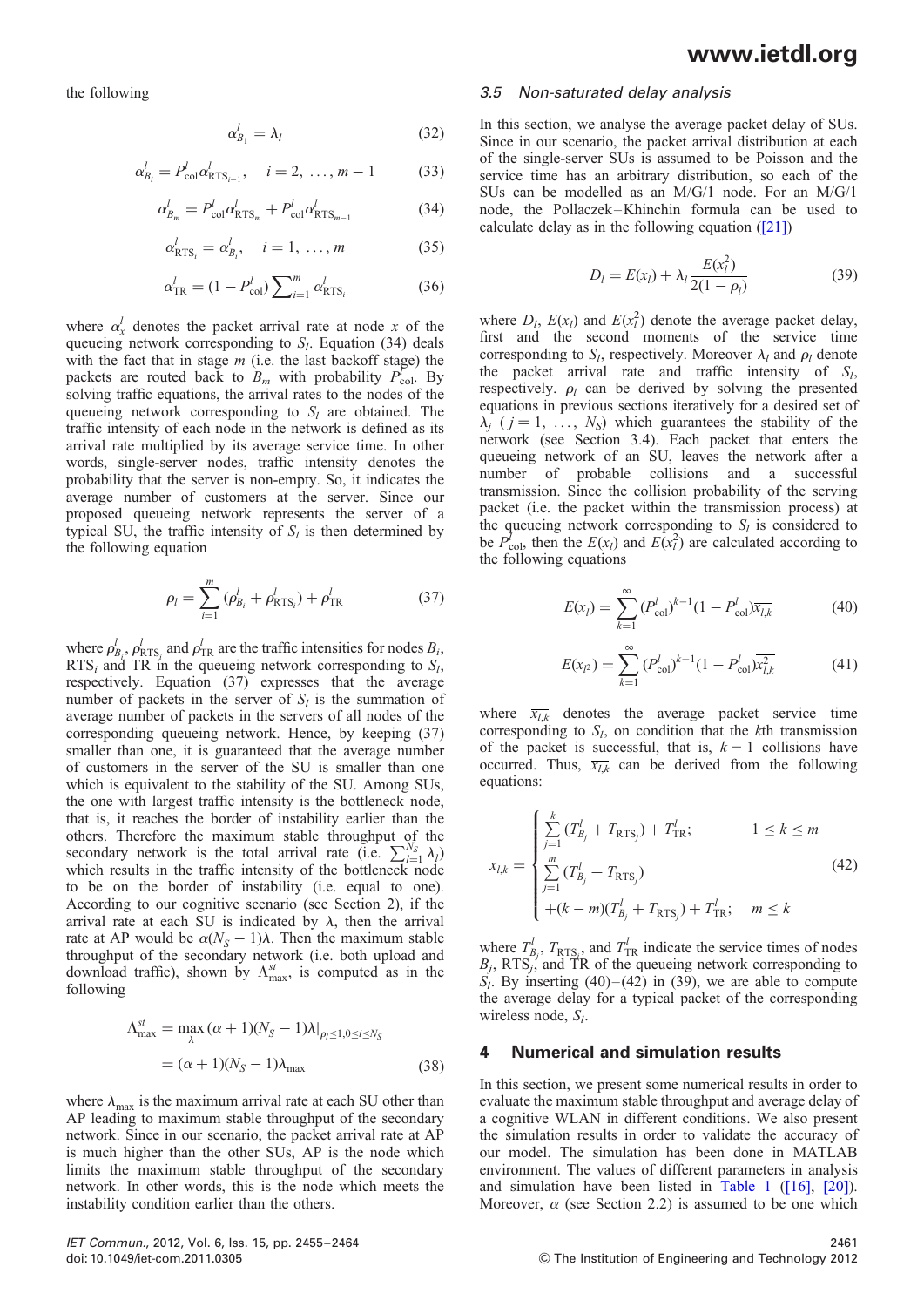the following

$$\alpha^l_{B_1} = \lambda_l \tag{32}$$

$$\alpha^l_{B_i} = P^l_{\text{col}}\alpha^l_{\text{RTS}_{i-1}}, \quad i = 2, \ldots, m-1 \tag{33}$$

$$\alpha^l_{B_m} = P^l_{\text{col}}\alpha^l_{\text{RTS}_m} + P^l_{\text{col}}\alpha^l_{\text{RTS}_{m-1}} \tag{34}$$

$$\alpha^l_{\text{RTS}_i} = \alpha^l_{B_i}, \quad i = 1, \ldots, m \tag{35}$$

$$\alpha^l_{\text{TR}} = (1 - P^l_{\text{col}})\sum\nolimits_{i=1}^{m} \alpha^l_{\text{RTS}_i} \tag{36}$$

where $\alpha^l_x$ denotes the packet arrival rate at node $x$ of the queueing network corresponding to $S_l$. Equation (34) deals with the fact that in stage $m$ (i.e. the last backoff stage) the packets are routed back to $B_m$ with probability $P^l_{\text{col}}$. By solving traffic equations, the arrival rates to the nodes of the queueing network corresponding to $S_l$ are obtained. The traffic intensity of each node in the network is defined as its arrival rate multiplied by its average service time. In other words, single-server nodes, traffic intensity denotes the probability that the server is non-empty. So, it indicates the average number of customers at the server. Since our proposed queueing network represents the server of a typical SU, the traffic intensity of $S_l$ is then determined by the following equation

$$\rho_l = \sum_{i=1}^{m} (\rho^l_{B_i} + \rho^l_{\text{RTS}_i}) + \rho^l_{\text{TR}} \tag{37}$$

where $\rho^l_{B_i}$, $\rho^l_{\text{RTS}_i}$ and $\rho^l_{\text{TR}}$ are the traffic intensities for nodes $B_i$, $\text{RTS}_i$ and TR in the queueing network corresponding to $S_l$, respectively. Equation (37) expresses that the average number of packets in the server of $S_l$ is the summation of average number of packets in the servers of all nodes of the corresponding queueing network. Hence, by keeping (37) smaller than one, it is guaranteed that the average number of customers in the server of the SU is smaller than one which is equivalent to the stability of the SU. Among SUs, the one with largest traffic intensity is the bottleneck node, that is, it reaches the border of instability earlier than the others. Therefore the maximum stable throughput of the secondary network is the total arrival rate (i.e. $\sum_{l=1}^{N_S} \lambda_l$) which results in the traffic intensity of the bottleneck node to be on the border of instability (i.e. equal to one). According to our cognitive scenario (see Section 2), if the arrival rate at each SU is indicated by $\lambda$, then the arrival rate at AP would be $\alpha(N_S - 1)\lambda$. Then the maximum stable throughput of the secondary network (i.e. both upload and download traffic), shown by $\Lambda^{st}_{\max}$, is computed as in the following

$$\begin{aligned}\Lambda^{st}_{\max} &= \max_{\lambda} (\alpha + 1)(N_S - 1)\lambda|_{\rho_l \leq 1, 0 \leq i \leq N_S} \\ &= (\alpha + 1)(N_S - 1)\lambda_{\max}\end{aligned} \tag{38}$$

where $\lambda_{\max}$ is the maximum arrival rate at each SU other than AP leading to maximum stable throughput of the secondary network. Since in our scenario, the packet arrival rate at AP is much higher than the other SUs, AP is the node which limits the maximum stable throughput of the secondary network. In other words, this is the node which meets the instability condition earlier than the others.

### *3.5 Non-saturated delay analysis*

In this section, we analyse the average packet delay of SUs. Since in our scenario, the packet arrival distribution at each of the single-server SUs is assumed to be Poisson and the service time has an arbitrary distribution, so each of the SUs can be modelled as an M/G/1 node. For an M/G/1 node, the Pollaczek–Khinchin formula can be used to calculate delay as in the following equation ([21])

$$D_l = E(x_l) + \lambda_l \frac{E(x_l^2)}{2(1 - \rho_l)} \tag{39}$$

where $D_l$, $E(x_l)$ and $E(x_l^2)$ denote the average packet delay, first and the second moments of the service time corresponding to $S_l$, respectively. Moreover $\lambda_l$ and $\rho_l$ denote the packet arrival rate and traffic intensity of $S_l$, respectively. $\rho_l$ can be derived by solving the presented equations in previous sections iteratively for a desired set of $\lambda_j$ ($j = 1, \ldots, N_S$) which guarantees the stability of the network (see Section 3.4). Each packet that enters the queueing network of an SU, leaves the network after a number of probable collisions and a successful transmission. Since the collision probability of the serving packet (i.e. the packet within the transmission process) at the queueing network corresponding to $S_l$ is considered to be $P^l_{\text{col}}$, then the $E(x_l)$ and $E(x_l^2)$ are calculated according to the following equations

$$E(x_l) = \sum_{k=1}^{\infty} (P^l_{\text{col}})^{k-1}(1 - P^l_{\text{col}})\overline{x_{l,k}} \tag{40}$$

$$E(x_{l^2}) = \sum_{k=1}^{\infty} (P^l_{\text{col}})^{k-1}(1 - P^l_{\text{col}})\overline{x^2_{l,k}} \tag{41}$$

where $\overline{x_{l,k}}$ denotes the average packet service time corresponding to $S_l$, on condition that the $k$th transmission of the packet is successful, that is, $k - 1$ collisions have occurred. Thus, $\overline{x_{l,k}}$ can be derived from the following equations:

$$x_{l,k} = \begin{cases} \sum\limits_{j=1}^{k} (T^l_{B_j} + T_{\text{RTS}_j}) + T^l_{\text{TR}}; & 1 \leq k \leq m \\ \sum\limits_{j=1}^{m} (T^l_{B_j} + T_{\text{RTS}_j}) & \\ +(k - m)(T^l_{B_j} + T_{\text{RTS}_j}) + T^l_{\text{TR}}; & m \leq k \end{cases} \tag{42}$$

where $T^l_{B_j}$, $T_{\text{RTS}_j}$, and $T^l_{\text{TR}}$ indicate the service times of nodes $B_j$, $\text{RTS}_j$, and TR of the queueing network corresponding to $S_l$. By inserting (40)–(42) in (39), we are able to compute the average delay for a typical packet of the corresponding wireless node, $S_l$.

## 4 Numerical and simulation results

In this section, we present some numerical results in order to evaluate the maximum stable throughput and average delay of a cognitive WLAN in different conditions. We also present the simulation results in order to validate the accuracy of our model. The simulation has been done in MATLAB environment. The values of different parameters in analysis and simulation have been listed in Table 1 ([16], [20]). Moreover, $\alpha$ (see Section 2.2) is assumed to be one which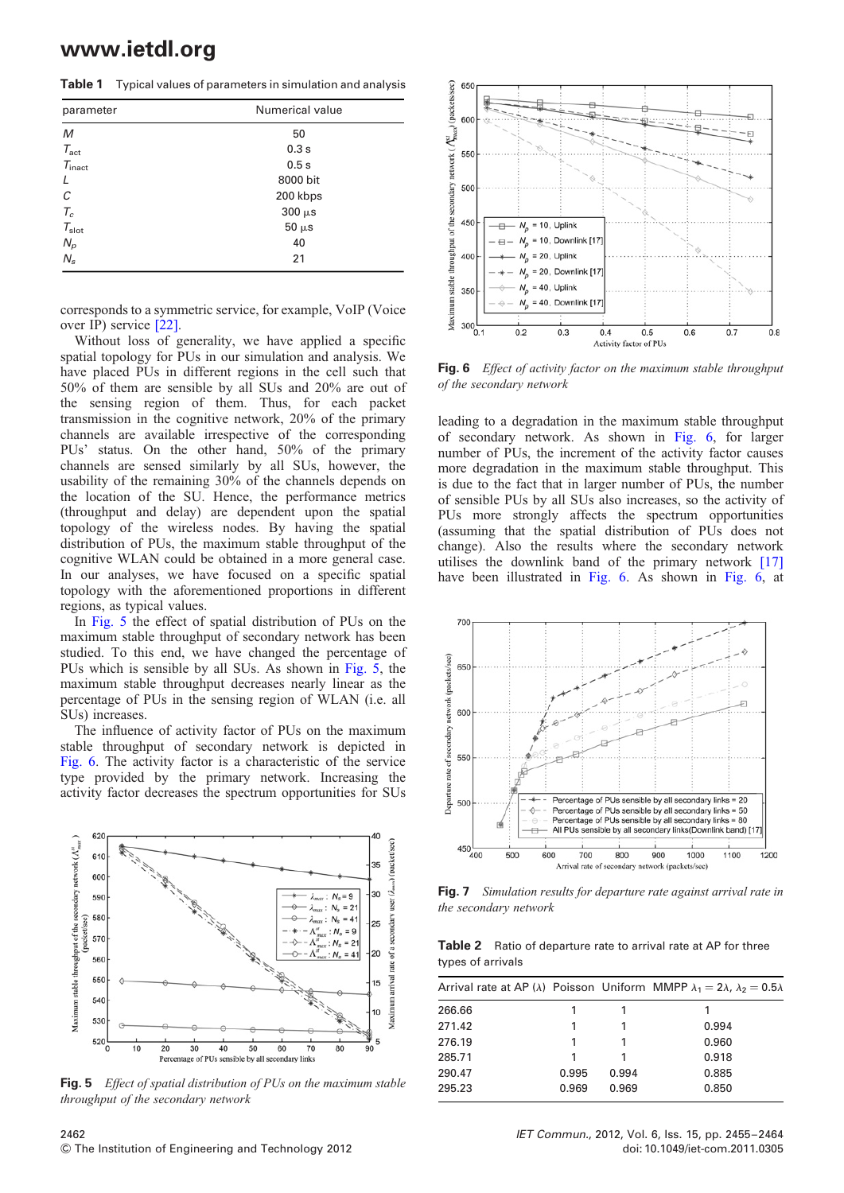**Table 1** Typical values of parameters in simulation and analysis

| parameter | Numerical value |
|---|---|
| $M$ | 50 |
| $T_{act}$ | 0.3 s |
| $T_{inact}$ | 0.5 s |
| $L$ | 8000 bit |
| $C$ | 200 kbps |
| $T_c$ | 300 $\mu$s |
| $T_{slot}$ | 50 $\mu$s |
| $N_p$ | 40 |
| $N_s$ | 21 |

corresponds to a symmetric service, for example, VoIP (Voice over IP) service [22].

Without loss of generality, we have applied a specific spatial topology for PUs in our simulation and analysis. We have placed PUs in different regions in the cell such that 50% of them are sensible by all SUs and 20% are out of the sensing region of them. Thus, for each packet transmission in the cognitive network, 20% of the primary channels are available irrespective of the corresponding PUs' status. On the other hand, 50% of the primary channels are sensed similarly by all SUs, however, the usability of the remaining 30% of the channels depends on the location of the SU. Hence, the performance metrics (throughput and delay) are dependent upon the spatial topology of the wireless nodes. By having the spatial distribution of PUs, the maximum stable throughput of the cognitive WLAN could be obtained in a more general case. In our analyses, we have focused on a specific spatial topology with the aforementioned proportions in different regions, as typical values.

In Fig. 5 the effect of spatial distribution of PUs on the maximum stable throughput of secondary network has been studied. To this end, we have changed the percentage of PUs which is sensible by all SUs. As shown in Fig. 5, the maximum stable throughput decreases nearly linear as the percentage of PUs in the sensing region of WLAN (i.e. all SUs) increases.

The influence of activity factor of PUs on the maximum stable throughput of secondary network is depicted in Fig. 6. The activity factor is a characteristic of the service type provided by the primary network. Increasing the activity factor decreases the spectrum opportunities for SUs leading to a degradation in the maximum stable throughput of secondary network. As shown in Fig. 6, for larger number of PUs, the increment of the activity factor causes more degradation in the maximum stable throughput. This is due to the fact that in larger number of PUs, the number of sensible PUs by all SUs also increases, so the activity of PUs more strongly affects the spectrum opportunities (assuming that the spatial distribution of PUs does not change). Also the results where the secondary network utilises the downlink band of the primary network [17] have been illustrated in Fig. 6. As shown in Fig. 6, at

**Fig. 5** *Effect of spatial distribution of PUs on the maximum stable throughput of the secondary network*

**Fig. 6** *Effect of activity factor on the maximum stable throughput of the secondary network*

**Fig. 7** *Simulation results for departure rate against arrival rate in the secondary network*

**Table 2** Ratio of departure rate to arrival rate at AP for three types of arrivals

| Arrival rate at AP ($\lambda$) | Poisson | Uniform | MMPP $\lambda_1 = 2\lambda$, $\lambda_2 = 0.5\lambda$ |
|---|---|---|---|
| 266.66 | 1 | 1 | 1 |
| 271.42 | 1 | 1 | 0.994 |
| 276.19 | 1 | 1 | 0.960 |
| 285.71 | 1 | 1 | 0.918 |
| 290.47 | 0.995 | 0.994 | 0.885 |
| 295.23 | 0.969 | 0.969 | 0.850 |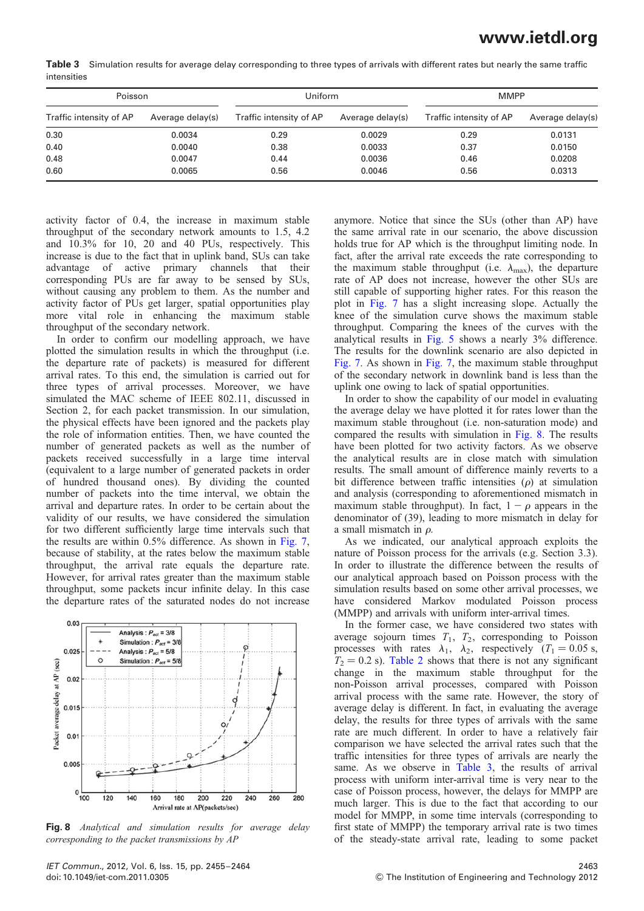**Table 3** Simulation results for average delay corresponding to three types of arrivals with different rates but nearly the same traffic intensities

| Poisson | | Uniform | | MMPP | |
|---|---|---|---|---|---|
| Traffic intensity of AP | Average delay(s) | Traffic intensity of AP | Average delay(s) | Traffic intensity of AP | Average delay(s) |
| 0.30 | 0.0034 | 0.29 | 0.0029 | 0.29 | 0.0131 |
| 0.40 | 0.0040 | 0.38 | 0.0033 | 0.37 | 0.0150 |
| 0.48 | 0.0047 | 0.44 | 0.0036 | 0.46 | 0.0208 |
| 0.60 | 0.0065 | 0.56 | 0.0046 | 0.56 | 0.0313 |

activity factor of 0.4, the increase in maximum stable throughput of the secondary network amounts to 1.5, 4.2 and 10.3% for 10, 20 and 40 PUs, respectively. This increase is due to the fact that in uplink band, SUs can take advantage of active primary channels that their corresponding PUs are far away to be sensed by SUs, without causing any problem to them. As the number and activity factor of PUs get larger, spatial opportunities play more vital role in enhancing the maximum stable throughput of the secondary network.

In order to confirm our modelling approach, we have plotted the simulation results in which the throughput (i.e. the departure rate of packets) is measured for different arrival rates. To this end, the simulation is carried out for three types of arrival processes. Moreover, we have simulated the MAC scheme of IEEE 802.11, discussed in Section 2, for each packet transmission. In our simulation, the physical effects have been ignored and the packets play the role of information entities. Then, we have counted the number of generated packets as well as the number of packets received successfully in a large time interval (equivalent to a large number of generated packets in order of hundred thousand ones). By dividing the counted number of packets into the time interval, we obtain the arrival and departure rates. In order to be certain about the validity of our results, we have considered the simulation for two different sufficiently large time intervals such that the results are within 0.5% difference. As shown in Fig. 7, because of stability, at the rates below the maximum stable throughput, the arrival rate equals the departure rate. However, for arrival rates greater than the maximum stable throughput, some packets incur infinite delay. In this case the departure rates of the saturated nodes do not increase anymore. Notice that since the SUs (other than AP) have the same arrival rate in our scenario, the above discussion holds true for AP which is the throughput limiting node. In fact, after the arrival rate exceeds the rate corresponding to the maximum stable throughput (i.e. $\lambda_{\max}$), the departure rate of AP does not increase, however the other SUs are still capable of supporting higher rates. For this reason the plot in Fig. 7 has a slight increasing slope. Actually the knee of the simulation curve shows the maximum stable throughput. Comparing the knees of the curves with the analytical results in Fig. 5 shows a nearly 3% difference. The results for the downlink scenario are also depicted in Fig. 7. As shown in Fig. 7, the maximum stable throughput of the secondary network in downlink band is less than the uplink one owing to lack of spatial opportunities.

**Fig. 8** *Analytical and simulation results for average delay corresponding to the packet transmissions by AP*

In order to show the capability of our model in evaluating the average delay we have plotted it for rates lower than the maximum stable throughout (i.e. non-saturation mode) and compared the results with simulation in Fig. 8. The results have been plotted for two activity factors. As we observe the analytical results are in close match with simulation results. The small amount of difference mainly reverts to a bit difference between traffic intensities ($\rho$) at simulation and analysis (corresponding to aforementioned mismatch in maximum stable throughput). In fact, $1 - \rho$ appears in the denominator of (39), leading to more mismatch in delay for a small mismatch in $\rho$.

As we indicated, our analytical approach exploits the nature of Poisson process for the arrivals (e.g. Section 3.3). In order to illustrate the difference between the results of our analytical approach based on Poisson process with the simulation results based on some other arrival processes, we have considered Markov modulated Poisson process (MMPP) and arrivals with uniform inter-arrival times.

In the former case, we have considered two states with average sojourn times $T_1$, $T_2$, corresponding to Poisson processes with rates $\lambda_1$, $\lambda_2$, respectively ($T_1 = 0.05$ s, $T_2 = 0.2$ s). Table 2 shows that there is not any significant change in the maximum stable throughput for the non-Poisson arrival processes, compared with Poisson arrival process with the same rate. However, the story of average delay is different. In fact, in evaluating the average delay, the results for three types of arrivals with the same rate are much different. In order to have a relatively fair comparison we have selected the arrival rates such that the traffic intensities for three types of arrivals are nearly the same. As we observe in Table 3, the results of arrival process with uniform inter-arrival time is very near to the case of Poisson process, however, the delays for MMPP are much larger. This is due to the fact that according to our model for MMPP, in some time intervals (corresponding to first state of MMPP) the temporary arrival rate is two times of the steady-state arrival rate, leading to some packet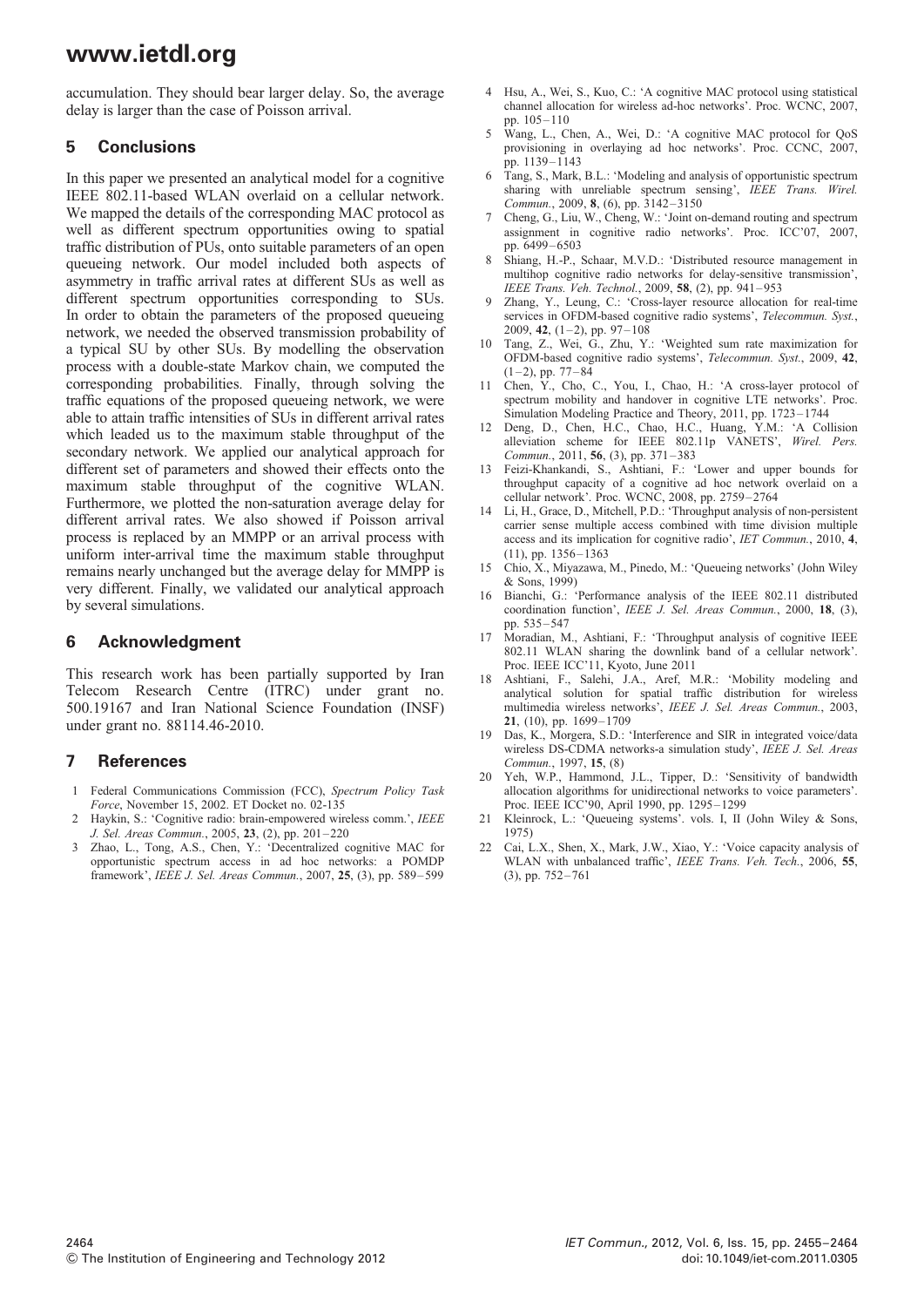accumulation. They should bear larger delay. So, the average delay is larger than the case of Poisson arrival.

## 5 Conclusions

In this paper we presented an analytical model for a cognitive IEEE 802.11-based WLAN overlaid on a cellular network. We mapped the details of the corresponding MAC protocol as well as different spectrum opportunities owing to spatial traffic distribution of PUs, onto suitable parameters of an open queueing network. Our model included both aspects of asymmetry in traffic arrival rates at different SUs as well as different spectrum opportunities corresponding to SUs. In order to obtain the parameters of the proposed queueing network, we needed the observed transmission probability of a typical SU by other SUs. By modelling the observation process with a double-state Markov chain, we computed the corresponding probabilities. Finally, through solving the traffic equations of the proposed queueing network, we were able to attain traffic intensities of SUs in different arrival rates which leaded us to the maximum stable throughput of the secondary network. We applied our analytical approach for different set of parameters and showed their effects onto the maximum stable throughput of the cognitive WLAN. Furthermore, we plotted the non-saturation average delay for different arrival rates. We also showed if Poisson arrival process is replaced by an MMPP or an arrival process with uniform inter-arrival time the maximum stable throughput remains nearly unchanged but the average delay for MMPP is very different. Finally, we validated our analytical approach by several simulations.

## 6 Acknowledgment

This research work has been partially supported by Iran Telecom Research Centre (ITRC) under grant no. 500.19167 and Iran National Science Foundation (INSF) under grant no. 88114.46-2010.

## 7 References

1. Federal Communications Commission (FCC), *Spectrum Policy Task Force*, November 15, 2002. ET Docket no. 02-135
2. Haykin, S.: 'Cognitive radio: brain-empowered wireless comm.', *IEEE J. Sel. Areas Commun.*, 2005, **23**, (2), pp. 201–220
3. Zhao, L., Tong, A.S., Chen, Y.: 'Decentralized cognitive MAC for opportunistic spectrum access in ad hoc networks: a POMDP framework', *IEEE J. Sel. Areas Commun.*, 2007, **25**, (3), pp. 589–599
4. Hsu, A., Wei, S., Kuo, C.: 'A cognitive MAC protocol using statistical channel allocation for wireless ad-hoc networks'. Proc. WCNC, 2007, pp. 105–110
5. Wang, L., Chen, A., Wei, D.: 'A cognitive MAC protocol for QoS provisioning in overlaying ad hoc networks'. Proc. CCNC, 2007, pp. 1139–1143
6. Tang, S., Mark, B.L.: 'Modeling and analysis of opportunistic spectrum sharing with unreliable spectrum sensing', *IEEE Trans. Wirel. Commun.*, 2009, **8**, (6), pp. 3142–3150
7. Cheng, G., Liu, W., Cheng, W.: 'Joint on-demand routing and spectrum assignment in cognitive radio networks'. Proc. ICC'07, 2007, pp. 6499–6503
8. Shiang, H.-P., Schaar, M.V.D.: 'Distributed resource management in multihop cognitive radio networks for delay-sensitive transmission', *IEEE Trans. Veh. Technol.*, 2009, **58**, (2), pp. 941–953
9. Zhang, Y., Leung, C.: 'Cross-layer resource allocation for real-time services in OFDM-based cognitive radio systems', *Telecommun. Syst.*, 2009, **42**, (1–2), pp. 97–108
10. Tang, Z., Wei, G., Zhu, Y.: 'Weighted sum rate maximization for OFDM-based cognitive radio systems', *Telecommun. Syst.*, 2009, **42**, (1–2), pp. 77–84
11. Chen, Y., Cho, C., You, I., Chao, H.: 'A cross-layer protocol of spectrum mobility and handover in cognitive LTE networks'. Proc. Simulation Modeling Practice and Theory, 2011, pp. 1723–1744
12. Deng, D., Chen, H.C., Chao, H.C., Huang, Y.M.: 'A Collision alleviation scheme for IEEE 802.11p VANETS', *Wirel. Pers. Commun.*, 2011, **56**, (3), pp. 371–383
13. Feizi-Khankandi, S., Ashtiani, F.: 'Lower and upper bounds for throughput capacity of a cognitive ad hoc network overlaid on a cellular network'. Proc. WCNC, 2008, pp. 2759–2764
14. Li, H., Grace, D., Mitchell, P.D.: 'Throughput analysis of non-persistent carrier sense multiple access combined with time division multiple access and its implication for cognitive radio', *IET Commun.*, 2010, **4**, (11), pp. 1356–1363
15. Chio, X., Miyazawa, M., Pinedo, M.: 'Queueing networks' (John Wiley & Sons, 1999)
16. Bianchi, G.: 'Performance analysis of the IEEE 802.11 distributed coordination function', *IEEE J. Sel. Areas Commun.*, 2000, **18**, (3), pp. 535–547
17. Moradian, M., Ashtiani, F.: 'Throughput analysis of cognitive IEEE 802.11 WLAN sharing the downlink band of a cellular network'. Proc. IEEE ICC'11, Kyoto, June 2011
18. Ashtiani, F., Salehi, J.A., Aref, M.R.: 'Mobility modeling and analytical solution for spatial traffic distribution for wireless multimedia wireless networks', *IEEE J. Sel. Areas Commun.*, 2003, **21**, (10), pp. 1699–1709
19. Das, K., Morgera, S.D.: 'Interference and SIR in integrated voice/data wireless DS-CDMA networks-a simulation study', *IEEE J. Sel. Areas Commun.*, 1997, **15**, (8)
20. Yeh, W.P., Hammond, J.L., Tipper, D.: 'Sensitivity of bandwidth allocation algorithms for unidirectional networks to voice parameters'. Proc. IEEE ICC'90, April 1990, pp. 1295–1299
21. Kleinrock, L.: 'Queueing systems'. vols. I, II (John Wiley & Sons, 1975)
22. Cai, L.X., Shen, X., Mark, J.W., Xiao, Y.: 'Voice capacity analysis of WLAN with unbalanced traffic', *IEEE Trans. Veh. Tech.*, 2006, **55**, (3), pp. 752–761